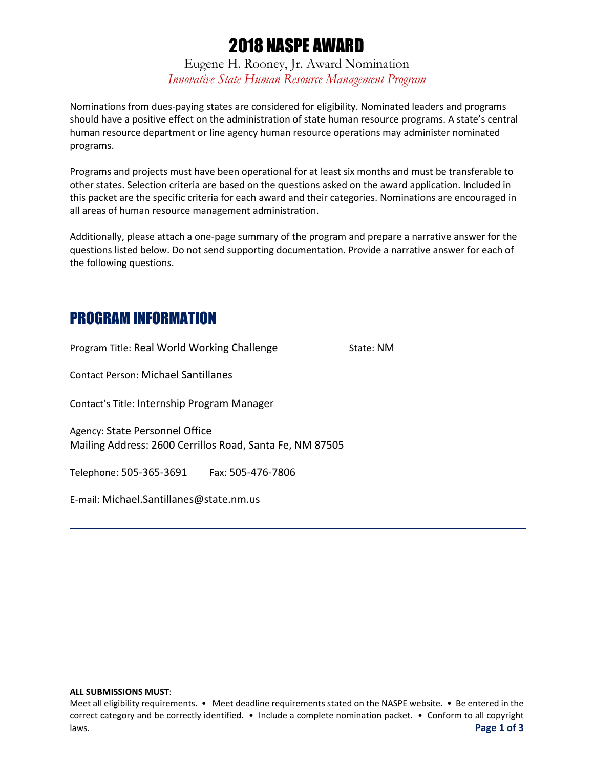# 2018 NASPE AWARD

Eugene H. Rooney, Jr. Award Nomination

*Innovative State Human Resource Management Program*

Nominations from dues-paying states are considered for eligibility. Nominated leaders and programs should have a positive effect on the administration of state human resource programs. A state's central human resource department or line agency human resource operations may administer nominated programs.

Programs and projects must have been operational for at least six months and must be transferable to other states. Selection criteria are based on the questions asked on the award application. Included in this packet are the specific criteria for each award and their categories. Nominations are encouraged in all areas of human resource management administration.

Additionally, please attach a one-page summary of the program and prepare a narrative answer for the questions listed below. Do not send supporting documentation. Provide a narrative answer for each of the following questions.

---

## PROGRAM INFORMATION

Program Title: Real World Working Challenge State: NM

Contact Person: Michael Santillanes

Contact's Title: Internship Program Manager

Agency: State Personnel Office
Mailing Address: 2600 Cerrillos Road, Santa Fe, NM 87505

Telephone: 505-365-3691 Fax: 505-476-7806

E-mail: Michael.Santillanes@state.nm.us

---

**ALL SUBMISSIONS MUST**:

Meet all eligibility requirements. • Meet deadline requirements stated on the NASPE website. • Be entered in the correct category and be correctly identified. • Include a complete nomination packet. • Conform to all copyright laws.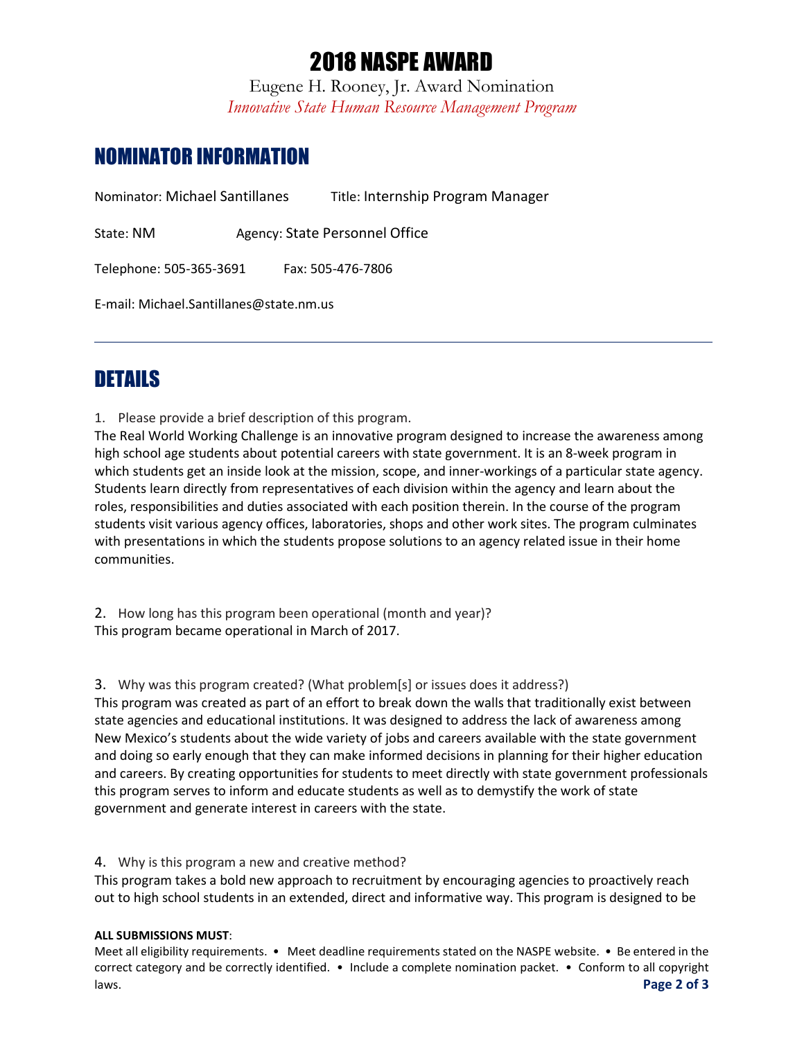# 2018 NASPE AWARD

Eugene H. Rooney, Jr. Award Nomination

*Innovative State Human Resource Management Program*

## NOMINATOR INFORMATION

Nominator: Michael Santillanes Title: Internship Program Manager

State: NM Agency: State Personnel Office

Telephone: 505-365-3691 Fax: 505-476-7806

E-mail: Michael.Santillanes@state.nm.us

---

## DETAILS

1. Please provide a brief description of this program.

The Real World Working Challenge is an innovative program designed to increase the awareness among high school age students about potential careers with state government. It is an 8-week program in which students get an inside look at the mission, scope, and inner-workings of a particular state agency. Students learn directly from representatives of each division within the agency and learn about the roles, responsibilities and duties associated with each position therein. In the course of the program students visit various agency offices, laboratories, shops and other work sites. The program culminates with presentations in which the students propose solutions to an agency related issue in their home communities.

2. How long has this program been operational (month and year)?

This program became operational in March of 2017.

3. Why was this program created? (What problem[s] or issues does it address?)

This program was created as part of an effort to break down the walls that traditionally exist between state agencies and educational institutions. It was designed to address the lack of awareness among New Mexico's students about the wide variety of jobs and careers available with the state government and doing so early enough that they can make informed decisions in planning for their higher education and careers. By creating opportunities for students to meet directly with state government professionals this program serves to inform and educate students as well as to demystify the work of state government and generate interest in careers with the state.

4. Why is this program a new and creative method?

This program takes a bold new approach to recruitment by encouraging agencies to proactively reach out to high school students in an extended, direct and informative way. This program is designed to be

**ALL SUBMISSIONS MUST**:

Meet all eligibility requirements. • Meet deadline requirements stated on the NASPE website. • Be entered in the correct category and be correctly identified. • Include a complete nomination packet. • Conform to all copyright laws.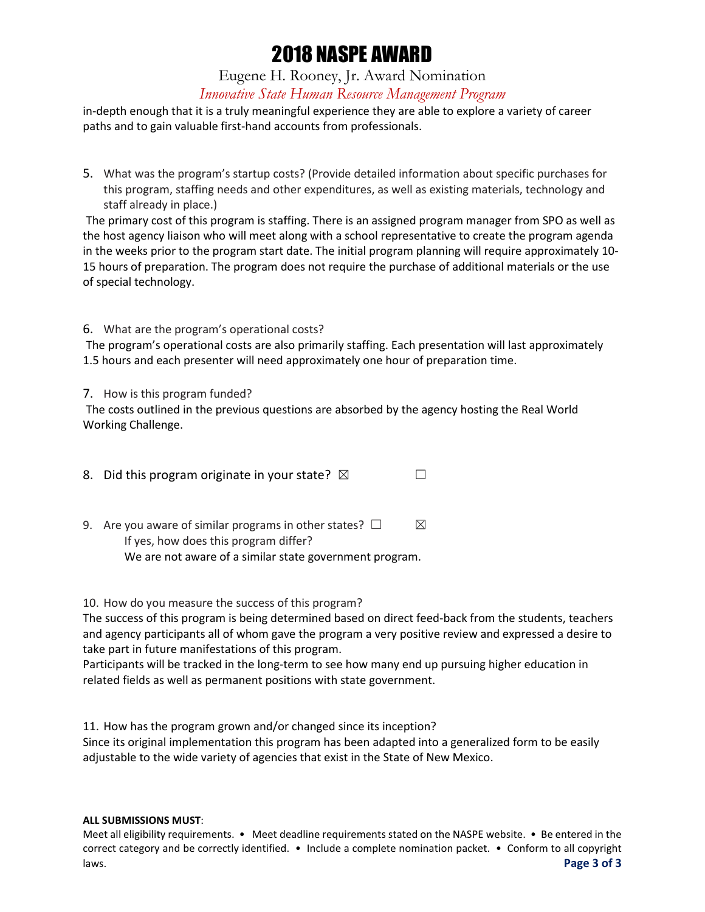in-depth enough that it is a truly meaningful experience they are able to explore a variety of career paths and to gain valuable first-hand accounts from professionals.

5. What was the program's startup costs? (Provide detailed information about specific purchases for this program, staffing needs and other expenditures, as well as existing materials, technology and staff already in place.)

The primary cost of this program is staffing. There is an assigned program manager from SPO as well as the host agency liaison who will meet along with a school representative to create the program agenda in the weeks prior to the program start date. The initial program planning will require approximately 10-15 hours of preparation. The program does not require the purchase of additional materials or the use of special technology.

6. What are the program's operational costs?

The program's operational costs are also primarily staffing. Each presentation will last approximately 1.5 hours and each presenter will need approximately one hour of preparation time.

7. How is this program funded?

The costs outlined in the previous questions are absorbed by the agency hosting the Real World Working Challenge.

8. Did this program originate in your state? ☒ ☐

9. Are you aware of similar programs in other states? ☐ ☒

If yes, how does this program differ?

We are not aware of a similar state government program.

10. How do you measure the success of this program?

The success of this program is being determined based on direct feed-back from the students, teachers and agency participants all of whom gave the program a very positive review and expressed a desire to take part in future manifestations of this program.

Participants will be tracked in the long-term to see how many end up pursuing higher education in related fields as well as permanent positions with state government.

11. How has the program grown and/or changed since its inception?

Since its original implementation this program has been adapted into a generalized form to be easily adjustable to the wide variety of agencies that exist in the State of New Mexico.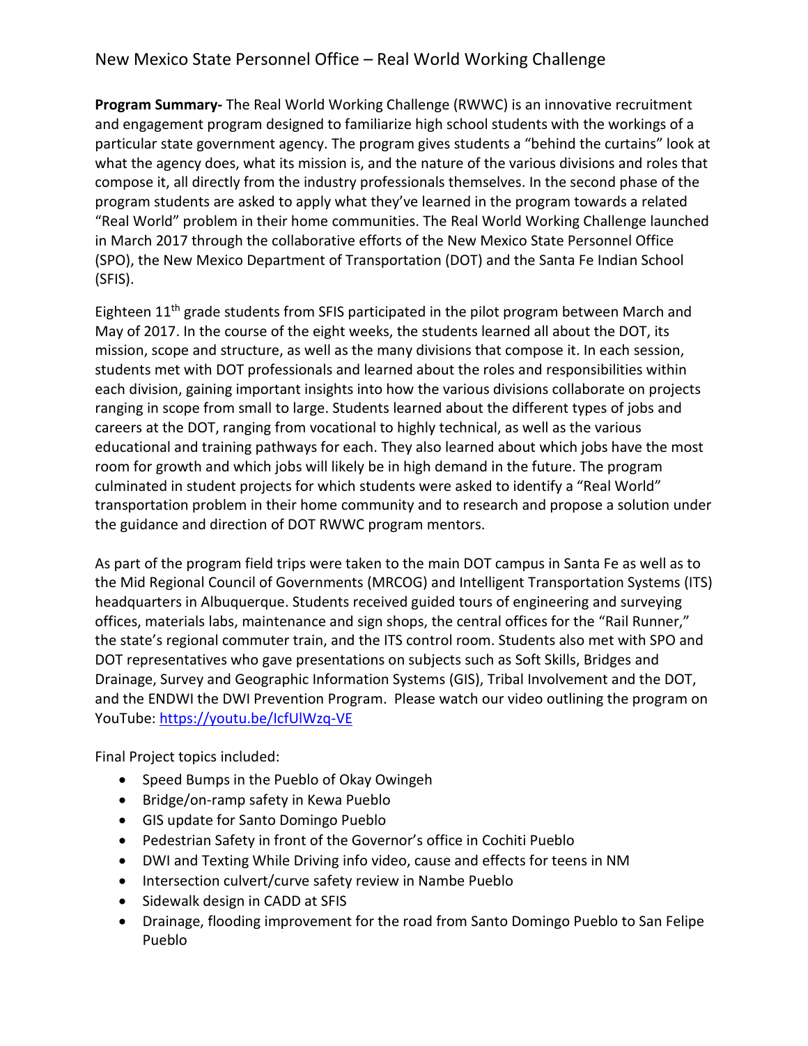# New Mexico State Personnel Office – Real World Working Challenge

**Program Summary-** The Real World Working Challenge (RWWC) is an innovative recruitment and engagement program designed to familiarize high school students with the workings of a particular state government agency. The program gives students a "behind the curtains" look at what the agency does, what its mission is, and the nature of the various divisions and roles that compose it, all directly from the industry professionals themselves. In the second phase of the program students are asked to apply what they've learned in the program towards a related "Real World" problem in their home communities. The Real World Working Challenge launched in March 2017 through the collaborative efforts of the New Mexico State Personnel Office (SPO), the New Mexico Department of Transportation (DOT) and the Santa Fe Indian School (SFIS).

Eighteen 11th grade students from SFIS participated in the pilot program between March and May of 2017. In the course of the eight weeks, the students learned all about the DOT, its mission, scope and structure, as well as the many divisions that compose it. In each session, students met with DOT professionals and learned about the roles and responsibilities within each division, gaining important insights into how the various divisions collaborate on projects ranging in scope from small to large. Students learned about the different types of jobs and careers at the DOT, ranging from vocational to highly technical, as well as the various educational and training pathways for each. They also learned about which jobs have the most room for growth and which jobs will likely be in high demand in the future. The program culminated in student projects for which students were asked to identify a "Real World" transportation problem in their home community and to research and propose a solution under the guidance and direction of DOT RWWC program mentors.

As part of the program field trips were taken to the main DOT campus in Santa Fe as well as to the Mid Regional Council of Governments (MRCOG) and Intelligent Transportation Systems (ITS) headquarters in Albuquerque. Students received guided tours of engineering and surveying offices, materials labs, maintenance and sign shops, the central offices for the "Rail Runner," the state's regional commuter train, and the ITS control room. Students also met with SPO and DOT representatives who gave presentations on subjects such as Soft Skills, Bridges and Drainage, Survey and Geographic Information Systems (GIS), Tribal Involvement and the DOT, and the ENDWI the DWI Prevention Program. Please watch our video outlining the program on YouTube: https://youtu.be/IcfUlWzq-VE

Final Project topics included:

- Speed Bumps in the Pueblo of Okay Owingeh
- Bridge/on-ramp safety in Kewa Pueblo
- GIS update for Santo Domingo Pueblo
- Pedestrian Safety in front of the Governor's office in Cochiti Pueblo
- DWI and Texting While Driving info video, cause and effects for teens in NM
- Intersection culvert/curve safety review in Nambe Pueblo
- Sidewalk design in CADD at SFIS
- Drainage, flooding improvement for the road from Santo Domingo Pueblo to San Felipe Pueblo